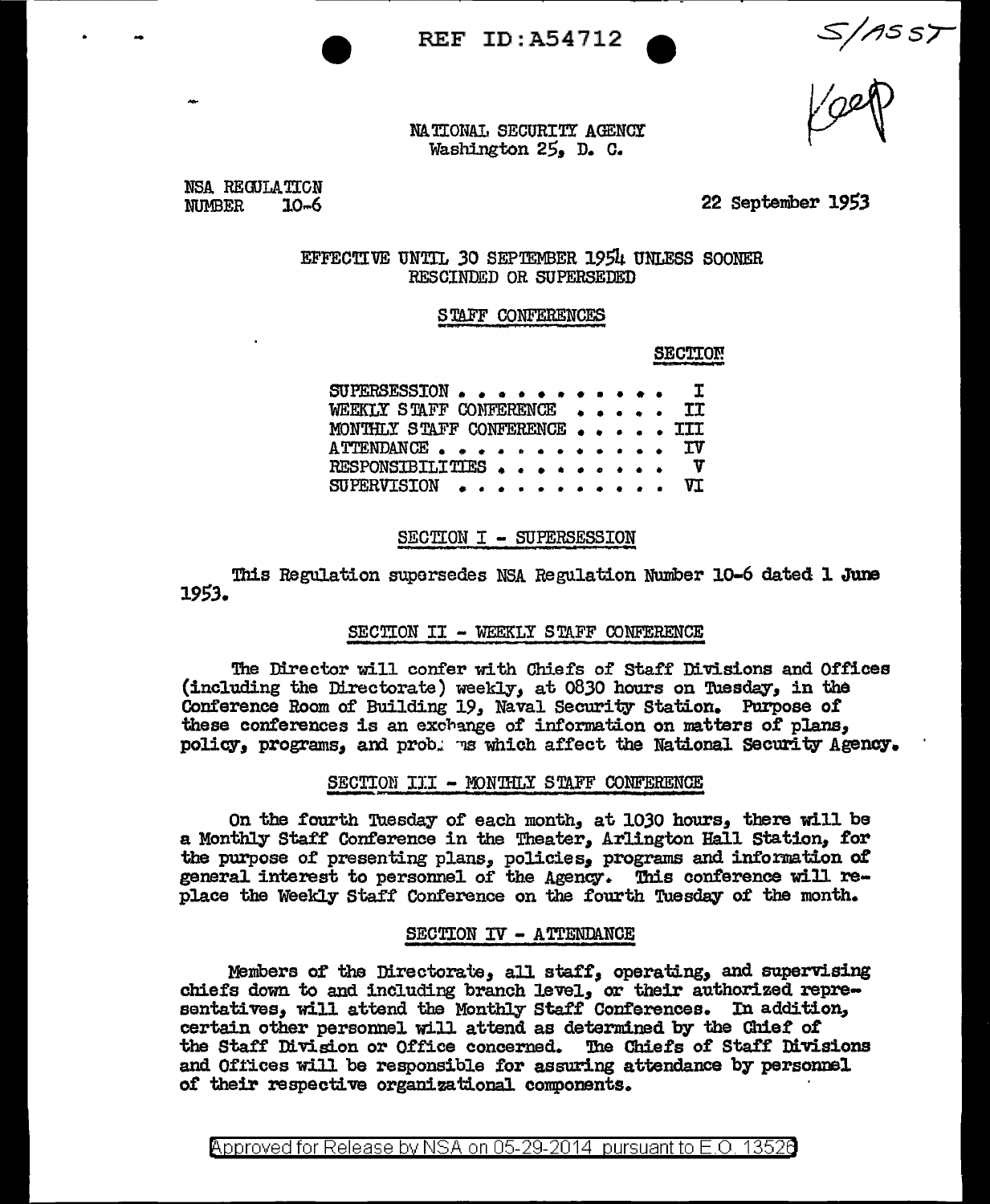REF ID:A54712

S/1555

Keep

NATIONAL SECURITY AGENCY
Washington 25, D. C.

NSA REGULATION
NUMBER 10-6

22 September 1953

EFFECTIVE UNTIL 30 SEPTEMBER 1954 UNLESS SOONER RESCINDED OR SUPERSEDED

## STAFF CONFERENCES

| | SECTION |
|---|---|
| SUPERSESSION . . . . . . . . . . . . | I |
| WEEKLY STAFF CONFERENCE . . . . . . | II |
| MONTHLY STAFF CONFERENCE . . . . . . | III |
| ATTENDANCE . . . . . . . . . . . . . | IV |
| RESPONSIBILITIES . . . . . . . . . . | V |
| SUPERVISION . . . . . . . . . . . . | VI |

### SECTION I - SUPERSESSION

This Regulation supersedes NSA Regulation Number 10-6 dated 1 June 1953.

### SECTION II - WEEKLY STAFF CONFERENCE

The Director will confer with Chiefs of Staff Divisions and Offices (including the Directorate) weekly, at 0830 hours on Tuesday, in the Conference Room of Building 19, Naval Security Station. Purpose of these conferences is an exchange of information on matters of plans, policy, programs, and problems which affect the National Security Agency.

### SECTION III - MONTHLY STAFF CONFERENCE

On the fourth Tuesday of each month, at 1030 hours, there will be a Monthly Staff Conference in the Theater, Arlington Hall Station, for the purpose of presenting plans, policies, programs and information of general interest to personnel of the Agency. This conference will replace the Weekly Staff Conference on the fourth Tuesday of the month.

### SECTION IV - ATTENDANCE

Members of the Directorate, all staff, operating, and supervising chiefs down to and including branch level, or their authorized representatives, will attend the Monthly Staff Conferences. In addition, certain other personnel will attend as determined by the Chief of the Staff Division or Office concerned. The Chiefs of Staff Divisions and Offices will be responsible for assuring attendance by personnel of their respective organizational components.

Approved for Release by NSA on 05-29-2014 pursuant to E.O. 13526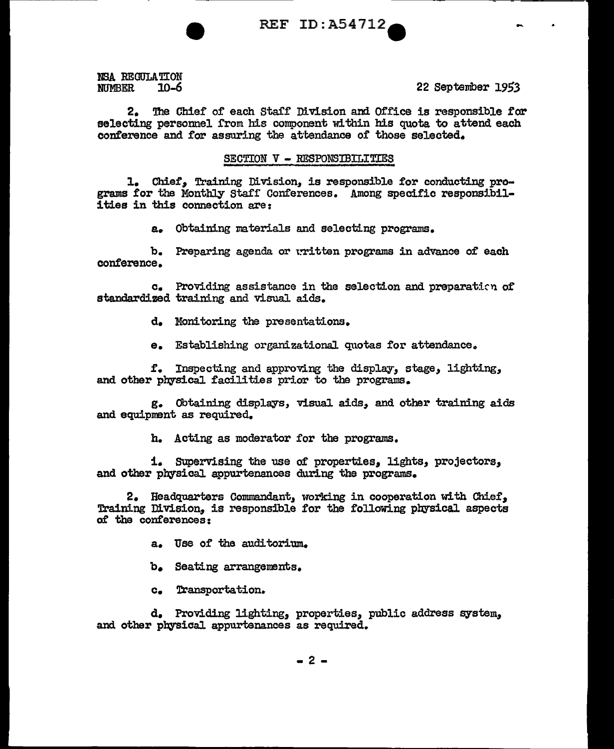NSA REGULATION
NUMBER 10-6

22 September 1953

2. The Chief of each Staff Division and Office is responsible for selecting personnel from his component within his quota to attend each conference and for assuring the attendance of those selected.

## SECTION V - RESPONSIBILITIES

1. Chief, Training Division, is responsible for conducting programs for the Monthly Staff Conferences. Among specific responsibilities in this connection are:

   a. Obtaining materials and selecting programs.

   b. Preparing agenda or written programs in advance of each conference.

   c. Providing assistance in the selection and preparation of standardized training and visual aids.

   d. Monitoring the presentations.

   e. Establishing organizational quotas for attendance.

   f. Inspecting and approving the display, stage, lighting, and other physical facilities prior to the programs.

   g. Obtaining displays, visual aids, and other training aids and equipment as required.

   h. Acting as moderator for the programs.

   i. Supervising the use of properties, lights, projectors, and other physical appurtenances during the programs.

2. Headquarters Commandant, working in cooperation with Chief, Training Division, is responsible for the following physical aspects of the conferences:

   a. Use of the auditorium.

   b. Seating arrangements.

   c. Transportation.

   d. Providing lighting, properties, public address system, and other physical appurtenances as required.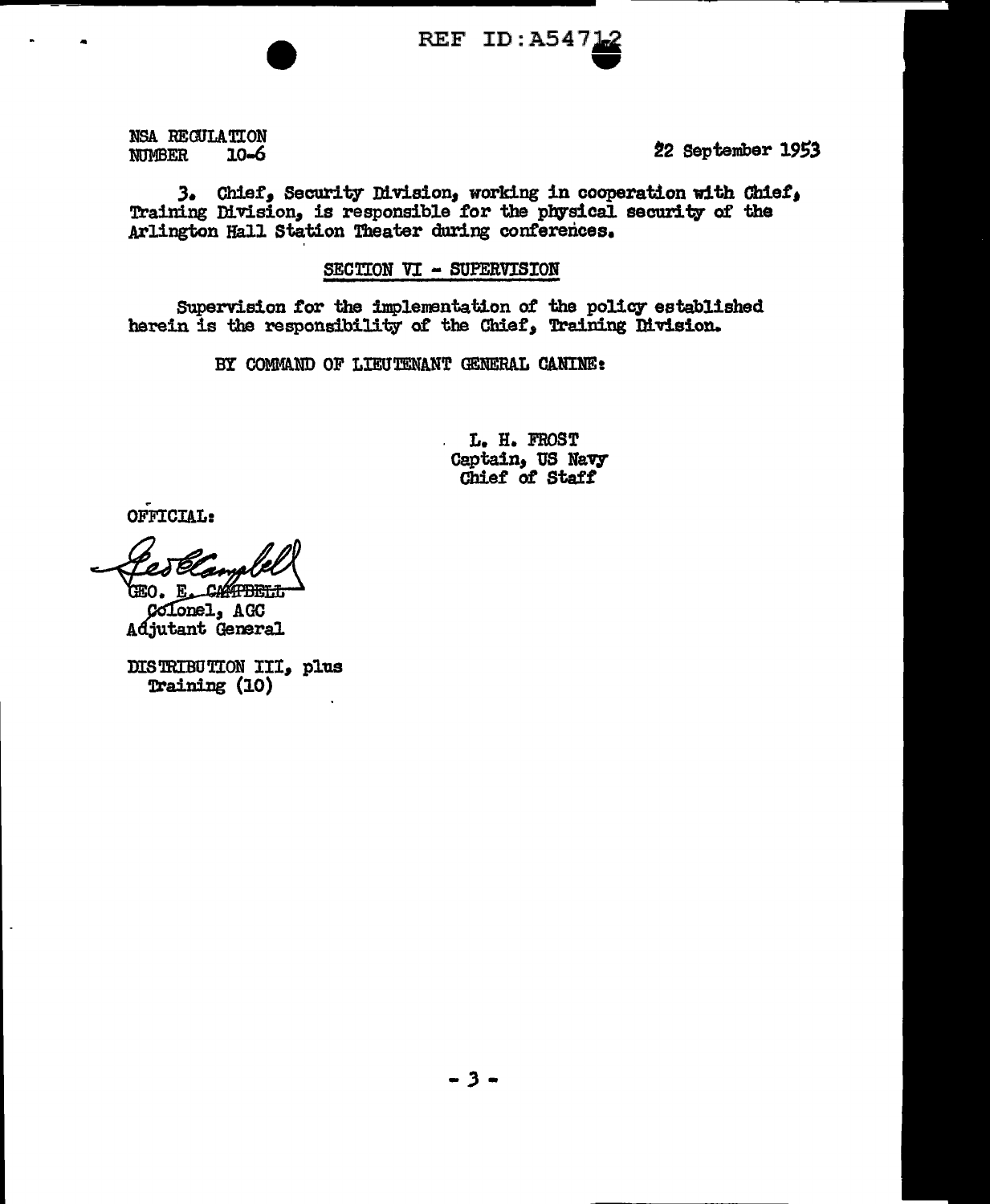NSA REGULATION
NUMBER 10-6

22 September 1953

3. Chief, Security Division, working in cooperation with Chief, Training Division, is responsible for the physical security of the Arlington Hall Station Theater during conferences.

## SECTION VI - SUPERVISION

Supervision for the implementation of the policy established herein is the responsibility of the Chief, Training Division.

BY COMMAND OF LIEUTENANT GENERAL CANINE:

L. H. FROST
Captain, US Navy
Chief of Staff

OFFICIAL:

GEO. E. CAMPBELL
Colonel, AGC
Adjutant General

DISTRIBUTION III, plus
Training (10)